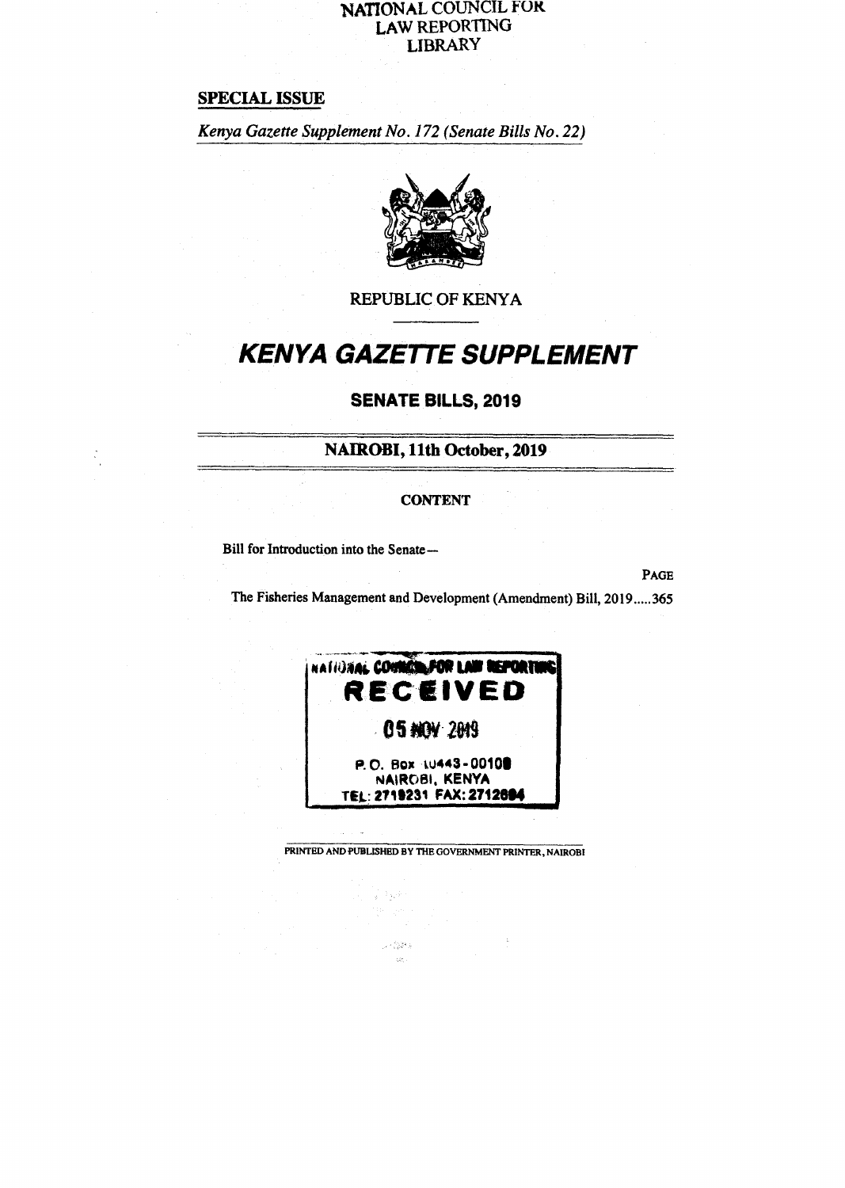NATIONAL COUNCIL FOR
LAW REPORTING
LIBRARY

**SPECIAL ISSUE**

*Kenya Gazette Supplement No. 172 (Senate Bills No. 22)*

REPUBLIC OF KENYA

# *KENYA GAZETTE SUPPLEMENT*

## SENATE BILLS, 2019

### NAIROBI, 11th October, 2019

**CONTENT**

Bill for Introduction into the Senate—

PAGE

The Fisheries Management and Development (Amendment) Bill, 2019.....365

NATIONAL COUNCIL FOR LAW REPORTING
RECEIVED
05 NOV 2019
P.O. Box 10443-00100
NAIROBI, KENYA
TEL: 2719231 FAX: 2712694

PRINTED AND PUBLISHED BY THE GOVERNMENT PRINTER, NAIROBI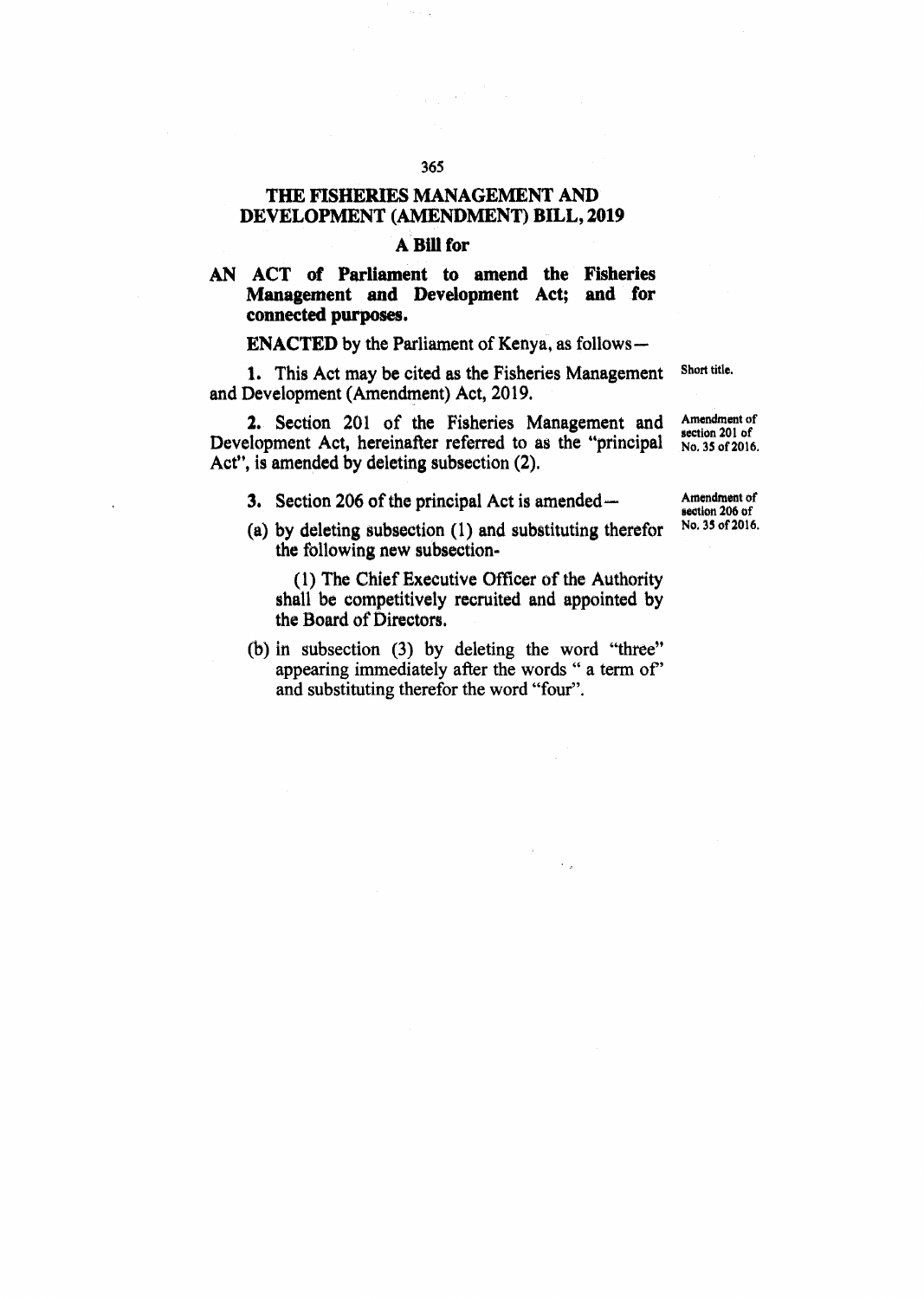# THE FISHERIES MANAGEMENT AND DEVELOPMENT (AMENDMENT) BILL, 2019

## A Bill for

**AN ACT of Parliament to amend the Fisheries Management and Development Act; and for connected purposes.**

**ENACTED** by the Parliament of Kenya, as follows—

Short title.

**1.** This Act may be cited as the Fisheries Management and Development (Amendment) Act, 2019.

Amendment of section 201 of No. 35 of 2016.

**2.** Section 201 of the Fisheries Management and Development Act, hereinafter referred to as the "principal Act", is amended by deleting subsection (2).

Amendment of section 206 of No. 35 of 2016.

**3.** Section 206 of the principal Act is amended—

(a) by deleting subsection (1) and substituting therefor the following new subsection-

> (1) The Chief Executive Officer of the Authority shall be competitively recruited and appointed by the Board of Directors.

(b) in subsection (3) by deleting the word "three" appearing immediately after the words " a term of" and substituting therefor the word "four".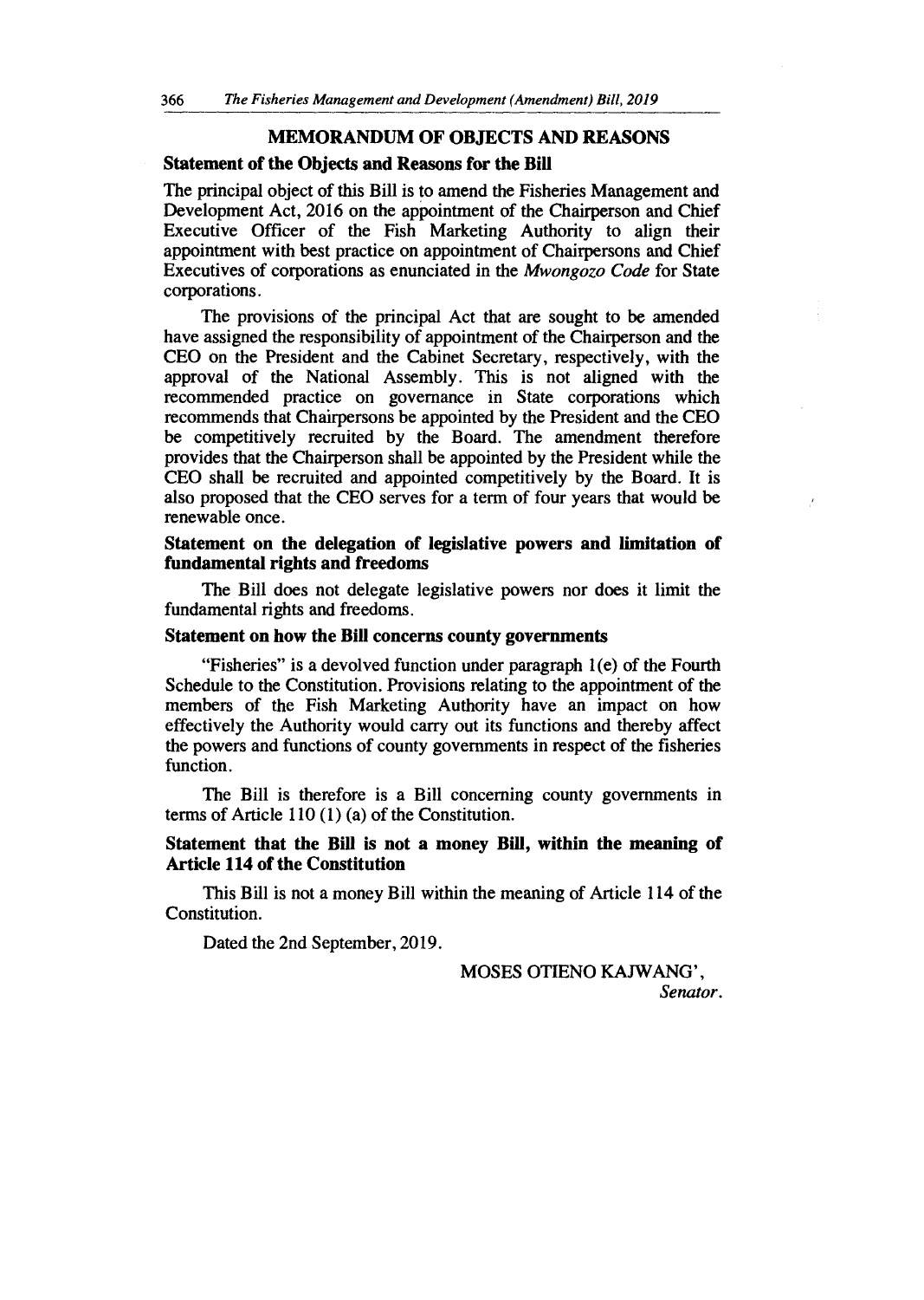## MEMORANDUM OF OBJECTS AND REASONS

### Statement of the Objects and Reasons for the Bill

The principal object of this Bill is to amend the Fisheries Management and Development Act, 2016 on the appointment of the Chairperson and Chief Executive Officer of the Fish Marketing Authority to align their appointment with best practice on appointment of Chairpersons and Chief Executives of corporations as enunciated in the *Mwongozo Code* for State corporations.

The provisions of the principal Act that are sought to be amended have assigned the responsibility of appointment of the Chairperson and the CEO on the President and the Cabinet Secretary, respectively, with the approval of the National Assembly. This is not aligned with the recommended practice on governance in State corporations which recommends that Chairpersons be appointed by the President and the CEO be competitively recruited by the Board. The amendment therefore provides that the Chairperson shall be appointed by the President while the CEO shall be recruited and appointed competitively by the Board. It is also proposed that the CEO serves for a term of four years that would be renewable once.

### Statement on the delegation of legislative powers and limitation of fundamental rights and freedoms

The Bill does not delegate legislative powers nor does it limit the fundamental rights and freedoms.

### Statement on how the Bill concerns county governments

"Fisheries" is a devolved function under paragraph 1(e) of the Fourth Schedule to the Constitution. Provisions relating to the appointment of the members of the Fish Marketing Authority have an impact on how effectively the Authority would carry out its functions and thereby affect the powers and functions of county governments in respect of the fisheries function.

The Bill is therefore is a Bill concerning county governments in terms of Article 110 (1) (a) of the Constitution.

### Statement that the Bill is not a money Bill, within the meaning of Article 114 of the Constitution

This Bill is not a money Bill within the meaning of Article 114 of the Constitution.

Dated the 2nd September, 2019.

MOSES OTIENO KAJWANG',
*Senator.*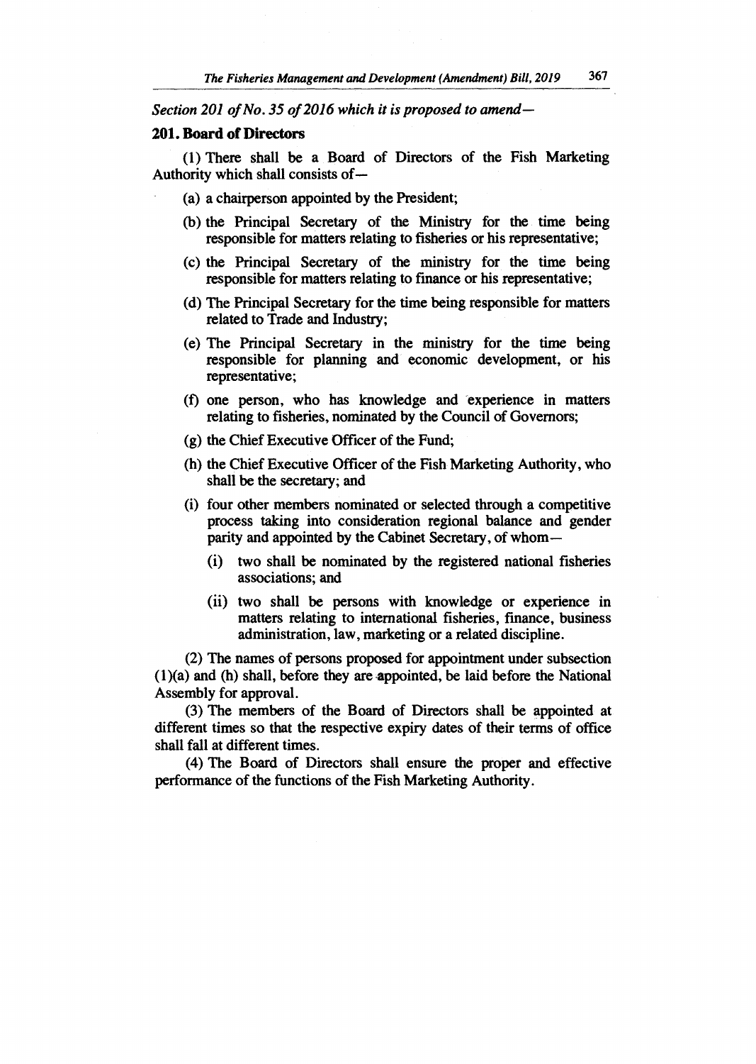*Section 201 of No. 35 of 2016 which it is proposed to amend—*

**201. Board of Directors**

(1) There shall be a Board of Directors of the Fish Marketing Authority which shall consists of—

(a) a chairperson appointed by the President;

(b) the Principal Secretary of the Ministry for the time being responsible for matters relating to fisheries or his representative;

(c) the Principal Secretary of the ministry for the time being responsible for matters relating to finance or his representative;

(d) The Principal Secretary for the time being responsible for matters related to Trade and Industry;

(e) The Principal Secretary in the ministry for the time being responsible for planning and economic development, or his representative;

(f) one person, who has knowledge and experience in matters relating to fisheries, nominated by the Council of Governors;

(g) the Chief Executive Officer of the Fund;

(h) the Chief Executive Officer of the Fish Marketing Authority, who shall be the secretary; and

(i) four other members nominated or selected through a competitive process taking into consideration regional balance and gender parity and appointed by the Cabinet Secretary, of whom—

(i) two shall be nominated by the registered national fisheries associations; and

(ii) two shall be persons with knowledge or experience in matters relating to international fisheries, finance, business administration, law, marketing or a related discipline.

(2) The names of persons proposed for appointment under subsection (1)(a) and (h) shall, before they are appointed, be laid before the National Assembly for approval.

(3) The members of the Board of Directors shall be appointed at different times so that the respective expiry dates of their terms of office shall fall at different times.

(4) The Board of Directors shall ensure the proper and effective performance of the functions of the Fish Marketing Authority.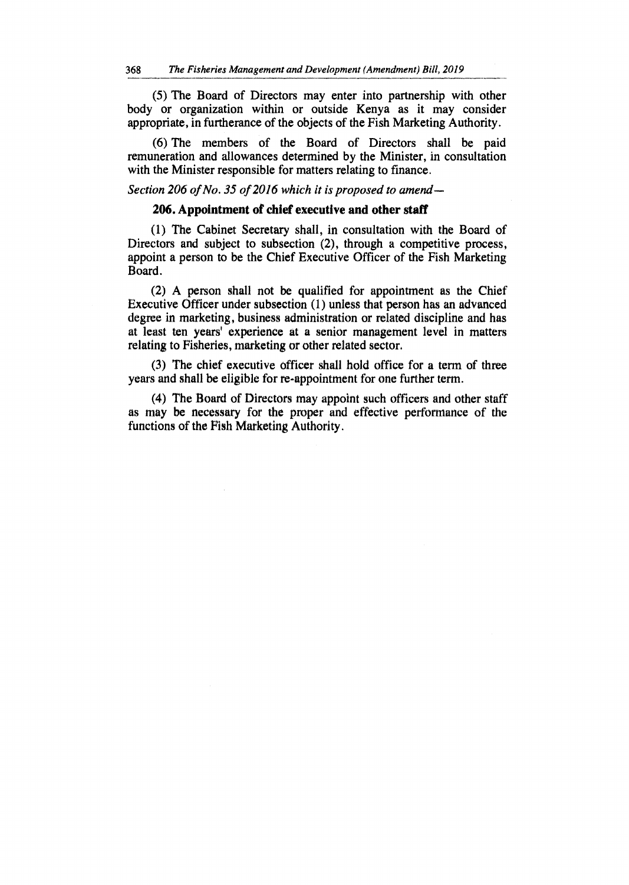(5) The Board of Directors may enter into partnership with other body or organization within or outside Kenya as it may consider appropriate, in furtherance of the objects of the Fish Marketing Authority.

(6) The members of the Board of Directors shall be paid remuneration and allowances determined by the Minister, in consultation with the Minister responsible for matters relating to finance.

*Section 206 of No. 35 of 2016 which it is proposed to amend—*

**206. Appointment of chief executive and other staff**

(1) The Cabinet Secretary shall, in consultation with the Board of Directors and subject to subsection (2), through a competitive process, appoint a person to be the Chief Executive Officer of the Fish Marketing Board.

(2) A person shall not be qualified for appointment as the Chief Executive Officer under subsection (1) unless that person has an advanced degree in marketing, business administration or related discipline and has at least ten years' experience at a senior management level in matters relating to Fisheries, marketing or other related sector.

(3) The chief executive officer shall hold office for a term of three years and shall be eligible for re-appointment for one further term.

(4) The Board of Directors may appoint such officers and other staff as may be necessary for the proper and effective performance of the functions of the Fish Marketing Authority.